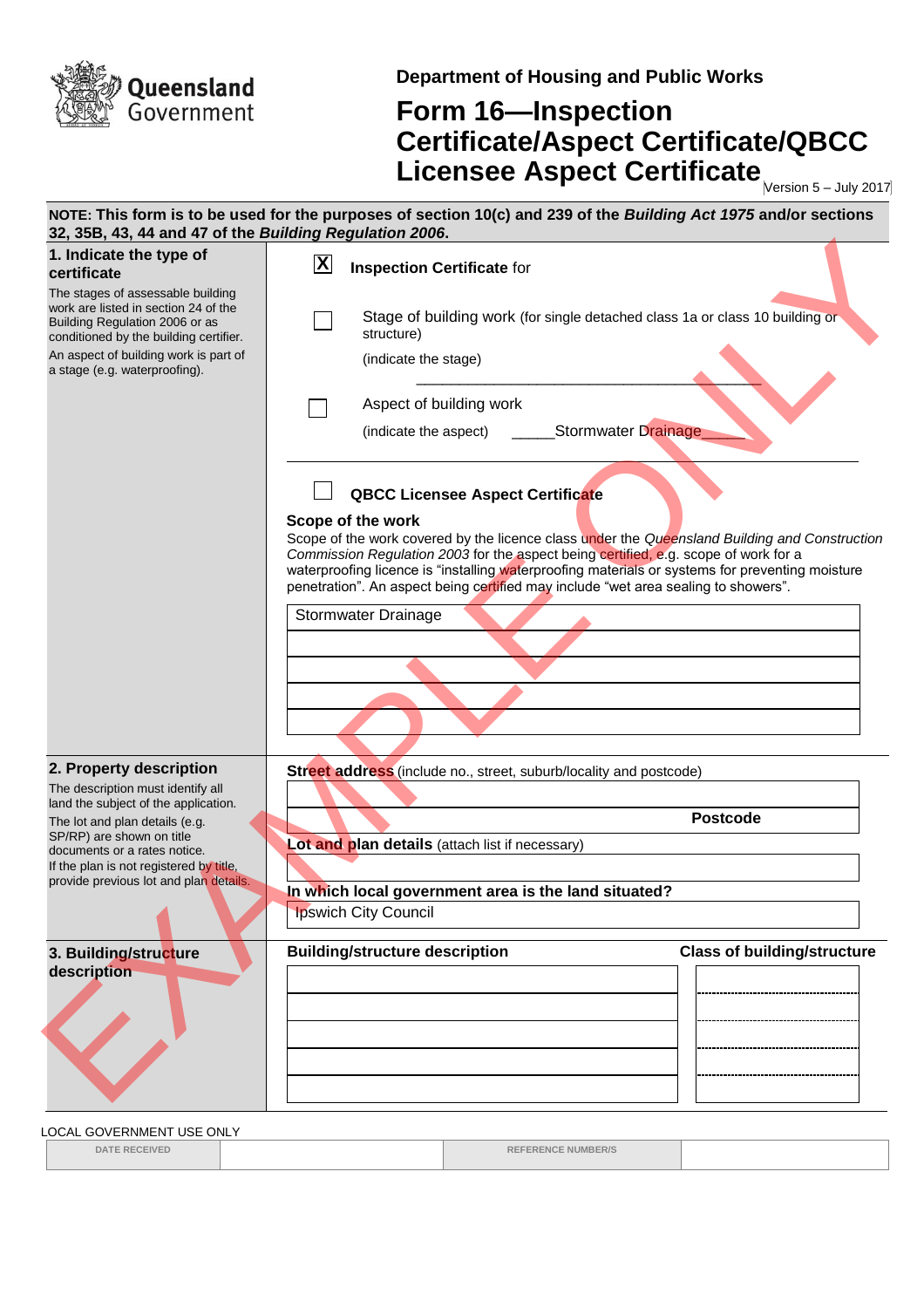Queensland Government

**Department of Housing and Public Works**

# Form 16—Inspection Certificate/Aspect Certificate/QBCC Licensee Aspect Certificate

Version 5 – July 2017

**NOTE: This form is to be used for the purposes of section 10(c) and 239 of the *Building Act 1975* and/or sections 32, 35B, 43, 44 and 47 of the *Building Regulation 2006*.**

## 1. Indicate the type of certificate

The stages of assessable building work are listed in section 24 of the Building Regulation 2006 or as conditioned by the building certifier.

An aspect of building work is part of a stage (e.g. waterproofing).

[X] **Inspection Certificate** for

[ ] Stage of building work (for single detached class 1a or class 10 building or structure)

(indicate the stage) ____________________________________________

[ ] Aspect of building work

(indicate the aspect) _____Stormwater Drainage_____

[ ] **QBCC Licensee Aspect Certificate**

**Scope of the work**

Scope of the work covered by the licence class under the *Queensland Building and Construction Commission Regulation 2003* for the aspect being certified, e.g. scope of work for a waterproofing licence is "installing waterproofing materials or systems for preventing moisture penetration". An aspect being certified may include "wet area sealing to showers".

Stormwater Drainage

## 2. Property description

The description must identify all land the subject of the application.

The lot and plan details (e.g. SP/RP) are shown on title documents or a rates notice.

If the plan is not registered by title, provide previous lot and plan details.

**Street address** (include no., street, suburb/locality and postcode)

**Postcode**

**Lot and plan details** (attach list if necessary)

**In which local government area is the land situated?**

Ipswich City Council

## 3. Building/structure description

| Building/structure description | Class of building/structure |
|---|---|
| | |
| | |
| | |
| | |
| | |

LOCAL GOVERNMENT USE ONLY

| DATE RECEIVED | | REFERENCE NUMBER/S | |
|---|---|---|---|

EXAMPLE ONLY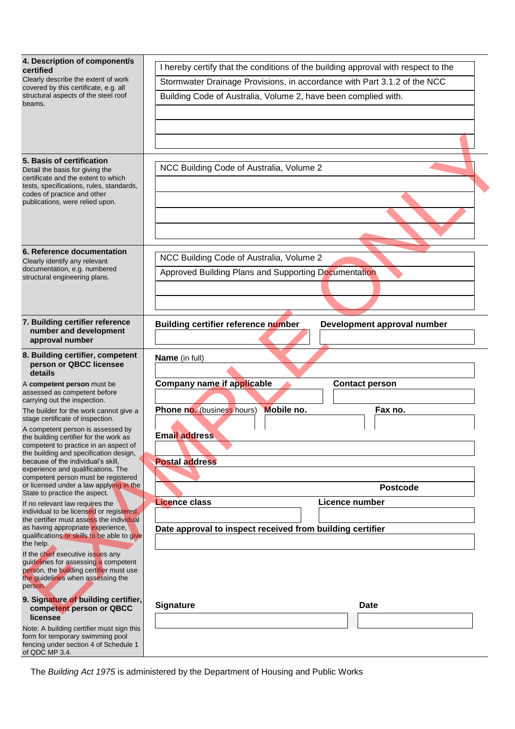**4. Description of component/s certified**
Clearly describe the extent of work covered by this certificate, e.g. all structural aspects of the steel roof beams.

I hereby certify that the conditions of the building approval with respect to the Stormwater Drainage Provisions, in accordance with Part 3.1.2 of the NCC Building Code of Australia, Volume 2, have been complied with.

**5. Basis of certification**
Detail the basis for giving the certificate and the extent to which tests, specifications, rules, standards, codes of practice and other publications, were relied upon.

NCC Building Code of Australia, Volume 2

**6. Reference documentation**
Clearly identify any relevant documentation, e.g. numbered structural engineering plans.

NCC Building Code of Australia, Volume 2

Approved Building Plans and Supporting Documentation

**7. Building certifier reference number and development approval number**

**Building certifier reference number**

**Development approval number**

**8. Building certifier, competent person or QBCC licensee details**

A **competent person** must be assessed as competent before carrying out the inspection.

The builder for the work cannot give a stage certificate of inspection.

A competent person is assessed by the building certifier for the work as competent to practice in an aspect of the building and specification design, because of the individual's skill, experience and qualifications. The competent person must be registered or licensed under a law applying in the State to practice the aspect.

If no relevant law requires the individual to be licensed or registered, the certifier must assess the individual as having appropriate experience, qualifications or skills to be able to give the help.

If the chief executive issues any guidelines for assessing a competent person, the building certifier must use the guidelines when assessing the person.

**Name** (in full)

**Company name if applicable**

**Contact person**

**Phone no.** (business hours)

**Mobile no.**

**Fax no.**

**Email address**

**Postal address**

**Postcode**

**Licence class**

**Licence number**

**Date approval to inspect received from building certifier**

**9. Signature of building certifier, competent person or QBCC licensee**

Note: A building certifier must sign this form for temporary swimming pool fencing under section 4 of Schedule 1 of QDC MP 3.4.

**Signature**

**Date**

EXAMPLE ONLY

The *Building Act 1975* is administered by the Department of Housing and Public Works